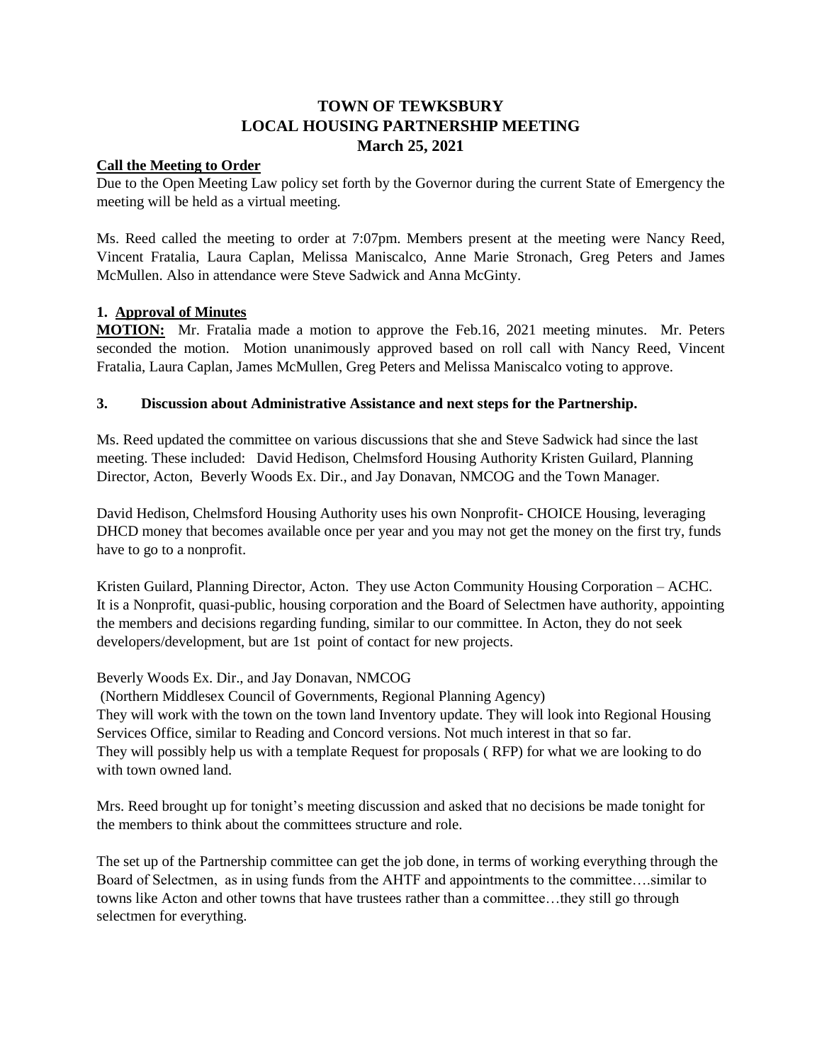# TOWN OF TEWKSBURY
# LOCAL HOUSING PARTNERSHIP MEETING
# March 25, 2021

## Call the Meeting to Order

Due to the Open Meeting Law policy set forth by the Governor during the current State of Emergency the meeting will be held as a virtual meeting.

Ms. Reed called the meeting to order at 7:07pm. Members present at the meeting were Nancy Reed, Vincent Fratalia, Laura Caplan, Melissa Maniscalco, Anne Marie Stronach, Greg Peters and James McMullen. Also in attendance were Steve Sadwick and Anna McGinty.

### 1. Approval of Minutes

**MOTION:** Mr. Fratalia made a motion to approve the Feb.16, 2021 meeting minutes. Mr. Peters seconded the motion. Motion unanimously approved based on roll call with Nancy Reed, Vincent Fratalia, Laura Caplan, James McMullen, Greg Peters and Melissa Maniscalco voting to approve.

### 3. Discussion about Administrative Assistance and next steps for the Partnership.

Ms. Reed updated the committee on various discussions that she and Steve Sadwick had since the last meeting. These included: David Hedison, Chelmsford Housing Authority Kristen Guilard, Planning Director, Acton, Beverly Woods Ex. Dir., and Jay Donavan, NMCOG and the Town Manager.

David Hedison, Chelmsford Housing Authority uses his own Nonprofit- CHOICE Housing, leveraging DHCD money that becomes available once per year and you may not get the money on the first try, funds have to go to a nonprofit.

Kristen Guilard, Planning Director, Acton. They use Acton Community Housing Corporation – ACHC. It is a Nonprofit, quasi-public, housing corporation and the Board of Selectmen have authority, appointing the members and decisions regarding funding, similar to our committee. In Acton, they do not seek developers/development, but are 1st point of contact for new projects.

Beverly Woods Ex. Dir., and Jay Donavan, NMCOG
(Northern Middlesex Council of Governments, Regional Planning Agency)
They will work with the town on the town land Inventory update. They will look into Regional Housing Services Office, similar to Reading and Concord versions. Not much interest in that so far.
They will possibly help us with a template Request for proposals ( RFP) for what we are looking to do with town owned land.

Mrs. Reed brought up for tonight's meeting discussion and asked that no decisions be made tonight for the members to think about the committees structure and role.

The set up of the Partnership committee can get the job done, in terms of working everything through the Board of Selectmen, as in using funds from the AHTF and appointments to the committee….similar to towns like Acton and other towns that have trustees rather than a committee…they still go through selectmen for everything.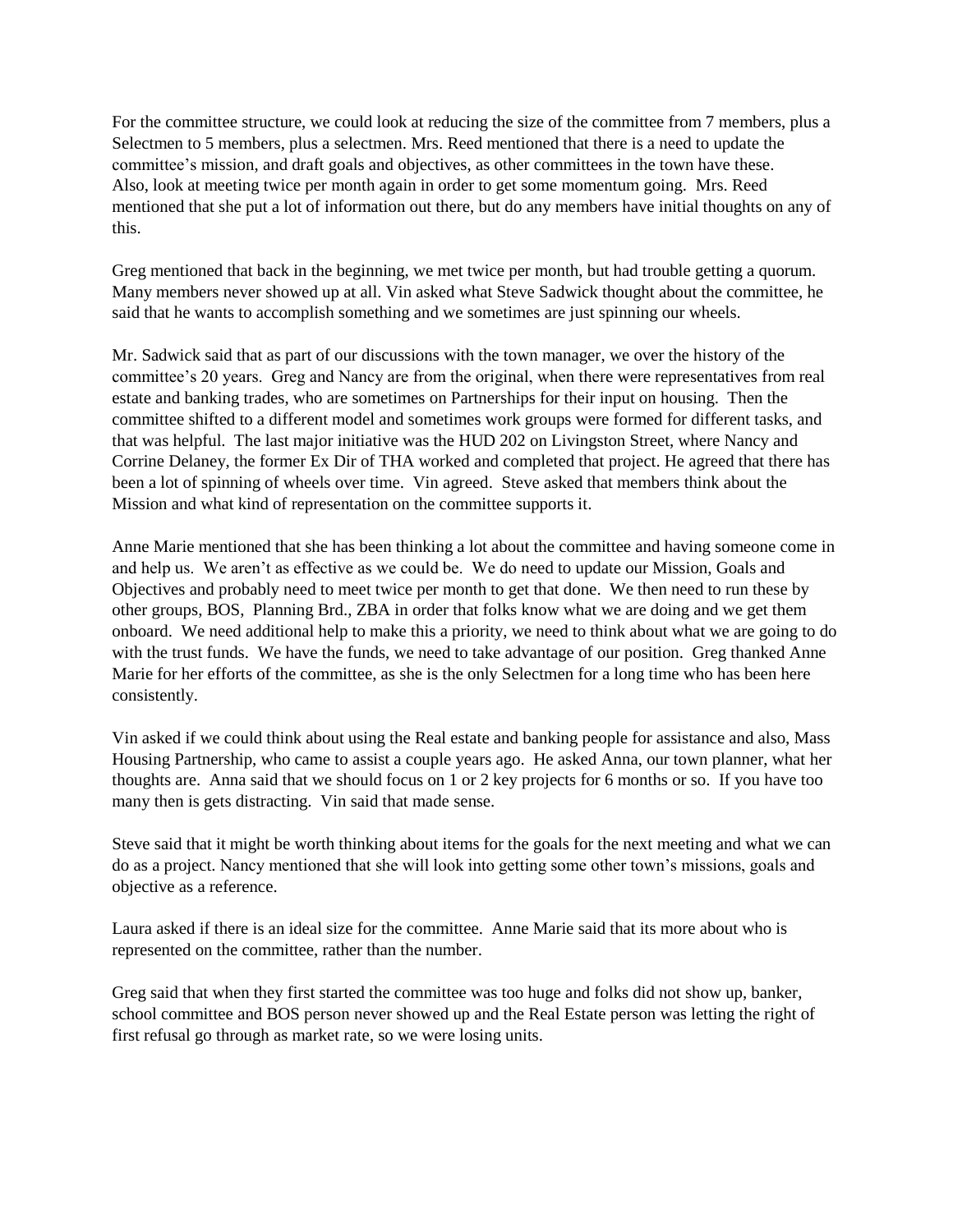For the committee structure, we could look at reducing the size of the committee from 7 members, plus a Selectmen to 5 members, plus a selectmen. Mrs. Reed mentioned that there is a need to update the committee's mission, and draft goals and objectives, as other committees in the town have these. Also, look at meeting twice per month again in order to get some momentum going. Mrs. Reed mentioned that she put a lot of information out there, but do any members have initial thoughts on any of this.

Greg mentioned that back in the beginning, we met twice per month, but had trouble getting a quorum. Many members never showed up at all. Vin asked what Steve Sadwick thought about the committee, he said that he wants to accomplish something and we sometimes are just spinning our wheels.

Mr. Sadwick said that as part of our discussions with the town manager, we over the history of the committee's 20 years. Greg and Nancy are from the original, when there were representatives from real estate and banking trades, who are sometimes on Partnerships for their input on housing. Then the committee shifted to a different model and sometimes work groups were formed for different tasks, and that was helpful. The last major initiative was the HUD 202 on Livingston Street, where Nancy and Corrine Delaney, the former Ex Dir of THA worked and completed that project. He agreed that there has been a lot of spinning of wheels over time. Vin agreed. Steve asked that members think about the Mission and what kind of representation on the committee supports it.

Anne Marie mentioned that she has been thinking a lot about the committee and having someone come in and help us. We aren't as effective as we could be. We do need to update our Mission, Goals and Objectives and probably need to meet twice per month to get that done. We then need to run these by other groups, BOS, Planning Brd., ZBA in order that folks know what we are doing and we get them onboard. We need additional help to make this a priority, we need to think about what we are going to do with the trust funds. We have the funds, we need to take advantage of our position. Greg thanked Anne Marie for her efforts of the committee, as she is the only Selectmen for a long time who has been here consistently.

Vin asked if we could think about using the Real estate and banking people for assistance and also, Mass Housing Partnership, who came to assist a couple years ago. He asked Anna, our town planner, what her thoughts are. Anna said that we should focus on 1 or 2 key projects for 6 months or so. If you have too many then is gets distracting. Vin said that made sense.

Steve said that it might be worth thinking about items for the goals for the next meeting and what we can do as a project. Nancy mentioned that she will look into getting some other town's missions, goals and objective as a reference.

Laura asked if there is an ideal size for the committee. Anne Marie said that its more about who is represented on the committee, rather than the number.

Greg said that when they first started the committee was too huge and folks did not show up, banker, school committee and BOS person never showed up and the Real Estate person was letting the right of first refusal go through as market rate, so we were losing units.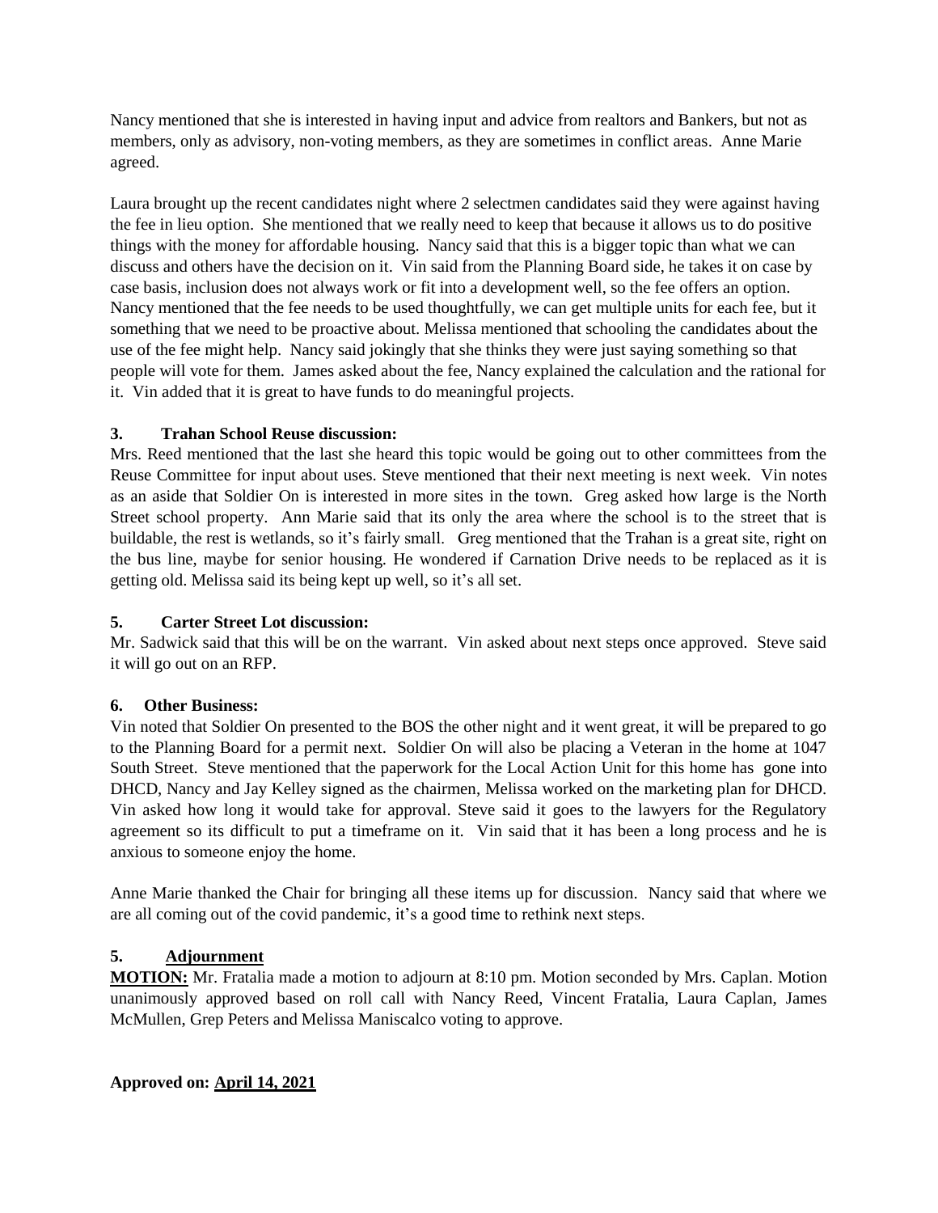Nancy mentioned that she is interested in having input and advice from realtors and Bankers, but not as members, only as advisory, non-voting members, as they are sometimes in conflict areas. Anne Marie agreed.

Laura brought up the recent candidates night where 2 selectmen candidates said they were against having the fee in lieu option. She mentioned that we really need to keep that because it allows us to do positive things with the money for affordable housing. Nancy said that this is a bigger topic than what we can discuss and others have the decision on it. Vin said from the Planning Board side, he takes it on case by case basis, inclusion does not always work or fit into a development well, so the fee offers an option. Nancy mentioned that the fee needs to be used thoughtfully, we can get multiple units for each fee, but it something that we need to be proactive about. Melissa mentioned that schooling the candidates about the use of the fee might help. Nancy said jokingly that she thinks they were just saying something so that people will vote for them. James asked about the fee, Nancy explained the calculation and the rational for it. Vin added that it is great to have funds to do meaningful projects.

### 3. Trahan School Reuse discussion:

Mrs. Reed mentioned that the last she heard this topic would be going out to other committees from the Reuse Committee for input about uses. Steve mentioned that their next meeting is next week. Vin notes as an aside that Soldier On is interested in more sites in the town. Greg asked how large is the North Street school property. Ann Marie said that its only the area where the school is to the street that is buildable, the rest is wetlands, so it's fairly small. Greg mentioned that the Trahan is a great site, right on the bus line, maybe for senior housing. He wondered if Carnation Drive needs to be replaced as it is getting old. Melissa said its being kept up well, so it's all set.

### 5. Carter Street Lot discussion:

Mr. Sadwick said that this will be on the warrant. Vin asked about next steps once approved. Steve said it will go out on an RFP.

### 6. Other Business:

Vin noted that Soldier On presented to the BOS the other night and it went great, it will be prepared to go to the Planning Board for a permit next. Soldier On will also be placing a Veteran in the home at 1047 South Street. Steve mentioned that the paperwork for the Local Action Unit for this home has gone into DHCD, Nancy and Jay Kelley signed as the chairmen, Melissa worked on the marketing plan for DHCD. Vin asked how long it would take for approval. Steve said it goes to the lawyers for the Regulatory agreement so its difficult to put a timeframe on it. Vin said that it has been a long process and he is anxious to someone enjoy the home.

Anne Marie thanked the Chair for bringing all these items up for discussion. Nancy said that where we are all coming out of the covid pandemic, it's a good time to rethink next steps.

### 5. Adjournment

**MOTION:** Mr. Fratalia made a motion to adjourn at 8:10 pm. Motion seconded by Mrs. Caplan. Motion unanimously approved based on roll call with Nancy Reed, Vincent Fratalia, Laura Caplan, James McMullen, Grep Peters and Melissa Maniscalco voting to approve.

**Approved on: April 14, 2021**